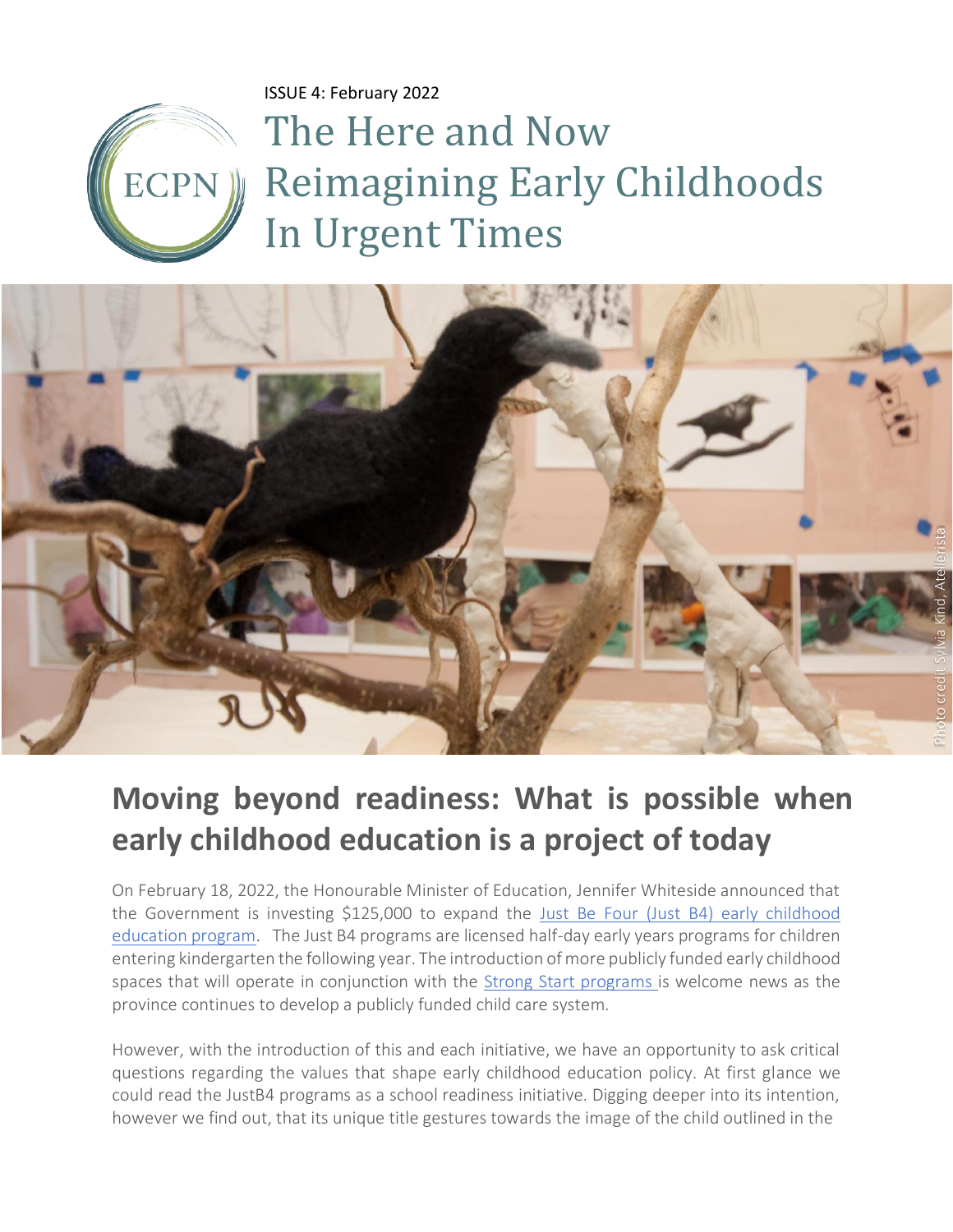ISSUE 4: February 2022

# The Here and Now Reimagining Early Childhoods In Urgent Times

Photo credit Sylvia Kind, Atelierista

## Moving beyond readiness: What is possible when early childhood education is a project of today

On February 18, 2022, the Honourable Minister of Education, Jennifer Whiteside announced that the Government is investing $125,000 to expand the Just Be Four (Just B4) early childhood education program. The Just B4 programs are licensed half-day early years programs for children entering kindergarten the following year. The introduction of more publicly funded early childhood spaces that will operate in conjunction with the Strong Start programs is welcome news as the province continues to develop a publicly funded child care system.

However, with the introduction of this and each initiative, we have an opportunity to ask critical questions regarding the values that shape early childhood education policy. At first glance we could read the JustB4 programs as a school readiness initiative. Digging deeper into its intention, however we find out, that its unique title gestures towards the image of the child outlined in the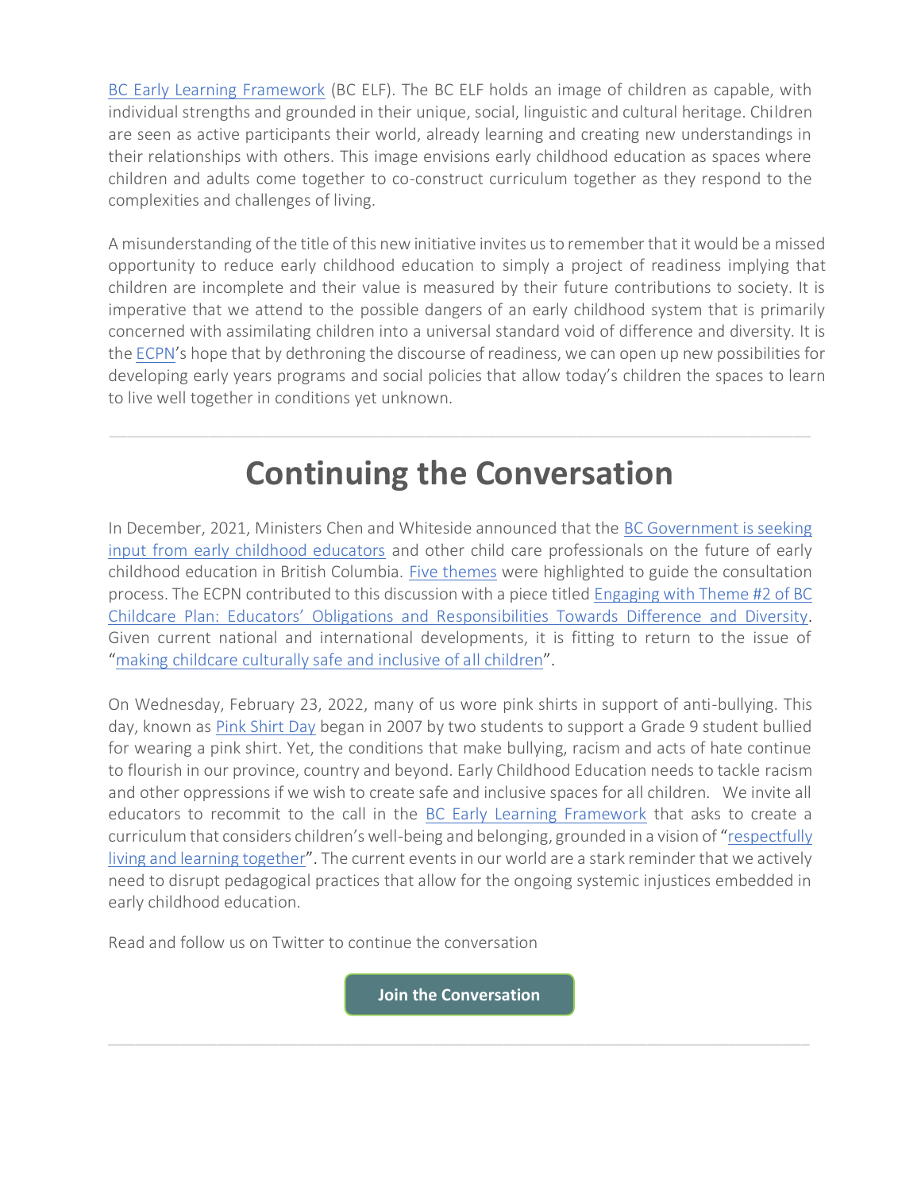BC Early Learning Framework (BC ELF). The BC ELF holds an image of children as capable, with individual strengths and grounded in their unique, social, linguistic and cultural heritage. Children are seen as active participants their world, already learning and creating new understandings in their relationships with others. This image envisions early childhood education as spaces where children and adults come together to co-construct curriculum together as they respond to the complexities and challenges of living.

A misunderstanding of the title of this new initiative invites us to remember that it would be a missed opportunity to reduce early childhood education to simply a project of readiness implying that children are incomplete and their value is measured by their future contributions to society. It is imperative that we attend to the possible dangers of an early childhood system that is primarily concerned with assimilating children into a universal standard void of difference and diversity. It is the ECPN's hope that by dethroning the discourse of readiness, we can open up new possibilities for developing early years programs and social policies that allow today's children the spaces to learn to live well together in conditions yet unknown.

---

# Continuing the Conversation

In December, 2021, Ministers Chen and Whiteside announced that the BC Government is seeking input from early childhood educators and other child care professionals on the future of early childhood education in British Columbia. Five themes were highlighted to guide the consultation process. The ECPN contributed to this discussion with a piece titled Engaging with Theme #2 of BC Childcare Plan: Educators' Obligations and Responsibilities Towards Difference and Diversity. Given current national and international developments, it is fitting to return to the issue of "making childcare culturally safe and inclusive of all children".

On Wednesday, February 23, 2022, many of us wore pink shirts in support of anti-bullying. This day, known as Pink Shirt Day began in 2007 by two students to support a Grade 9 student bullied for wearing a pink shirt. Yet, the conditions that make bullying, racism and acts of hate continue to flourish in our province, country and beyond. Early Childhood Education needs to tackle racism and other oppressions if we wish to create safe and inclusive spaces for all children. We invite all educators to recommit to the call in the BC Early Learning Framework that asks to create a curriculum that considers children's well-being and belonging, grounded in a vision of "respectfully living and learning together". The current events in our world are a stark reminder that we actively need to disrupt pedagogical practices that allow for the ongoing systemic injustices embedded in early childhood education.

Read and follow us on Twitter to continue the conversation

**Join the Conversation**

---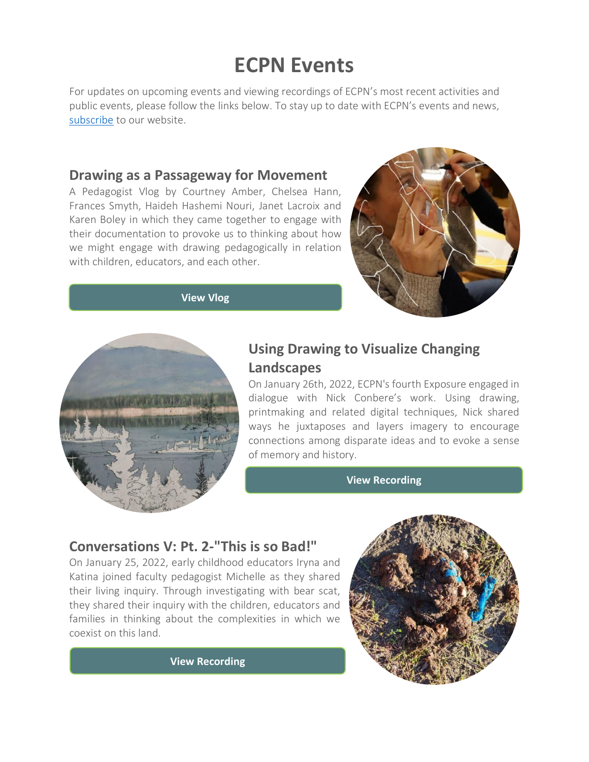# ECPN Events

For updates on upcoming events and viewing recordings of ECPN's most recent activities and public events, please follow the links below. To stay up to date with ECPN's events and news, subscribe to our website.

## Drawing as a Passageway for Movement

A Pedagogist Vlog by Courtney Amber, Chelsea Hann, Frances Smyth, Haideh Hashemi Nouri, Janet Lacroix and Karen Boley in which they came together to engage with their documentation to provoke us to thinking about how we might engage with drawing pedagogically in relation with children, educators, and each other.

**View Vlog**

## Using Drawing to Visualize Changing Landscapes

On January 26th, 2022, ECPN's fourth Exposure engaged in dialogue with Nick Conbere's work. Using drawing, printmaking and related digital techniques, Nick shared ways he juxtaposes and layers imagery to encourage connections among disparate ideas and to evoke a sense of memory and history.

**View Recording**

## Conversations V: Pt. 2-"This is so Bad!"

On January 25, 2022, early childhood educators Iryna and Katina joined faculty pedagogist Michelle as they shared their living inquiry. Through investigating with bear scat, they shared their inquiry with the children, educators and families in thinking about the complexities in which we coexist on this land.

**View Recording**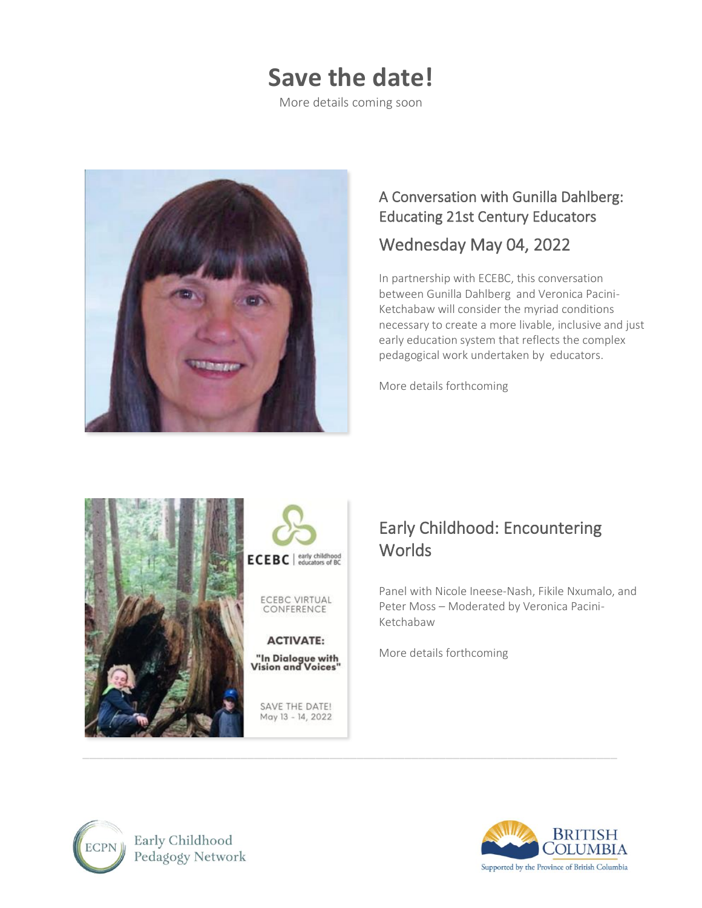# Save the date!

More details coming soon

## A Conversation with Gunilla Dahlberg: Educating 21st Century Educators

### Wednesday May 04, 2022

In partnership with ECEBC, this conversation between Gunilla Dahlberg and Veronica Pacini-Ketchabaw will consider the myriad conditions necessary to create a more livable, inclusive and just early education system that reflects the complex pedagogical work undertaken by educators.

More details forthcoming

ECEBC | early childhood educators of BC

ECEBC VIRTUAL CONFERENCE

ACTIVATE:

"In Dialogue with Vision and Voices"

SAVE THE DATE!
May 13 - 14, 2022

## Early Childhood: Encountering Worlds

Panel with Nicole Ineese-Nash, Fikile Nxumalo, and Peter Moss – Moderated by Veronica Pacini-Ketchabaw

More details forthcoming

---

ECPN Early Childhood Pedagogy Network

British Columbia — Supported by the Province of British Columbia